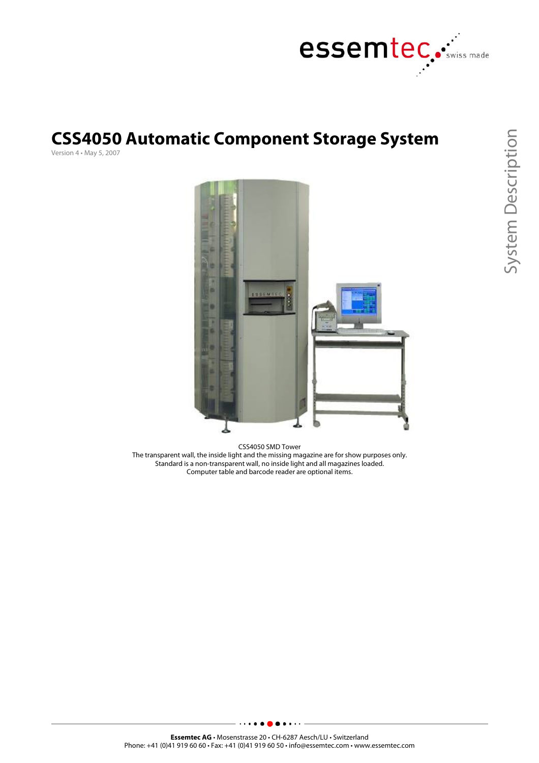# CSS4050 Automatic Component Storage System

Version 4 • May 5, 2007

System Description

CSS4050 SMD Tower
The transparent wall, the inside light and the missing magazine are for show purposes only.
Standard is a non-transparent wall, no inside light and all magazines loaded.
Computer table and barcode reader are optional items.

**Essemtec AG** • Mosenstrasse 20 • CH-6287 Aesch/LU • Switzerland
Phone: +41 (0)41 919 60 60 • Fax: +41 (0)41 919 60 50 • info@essemtec.com • www.essemtec.com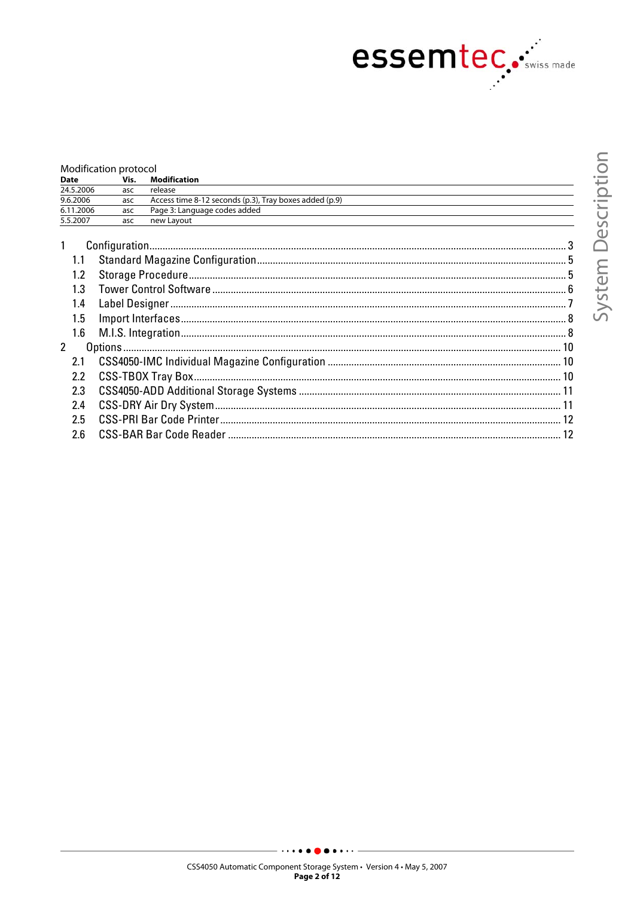Modification protocol

| Date | Vis. | Modification |
| --- | --- | --- |
| 24.5.2006 | asc | release |
| 9.6.2006 | asc | Access time 8-12 seconds (p.3), Tray boxes added (p.9) |
| 6.11.2006 | asc | Page 3: Language codes added |
| 5.5.2007 | asc | new Layout |

1 Configuration ... 3
- 1.1 Standard Magazine Configuration ... 5
- 1.2 Storage Procedure ... 5
- 1.3 Tower Control Software ... 6
- 1.4 Label Designer ... 7
- 1.5 Import Interfaces ... 8
- 1.6 M.I.S. Integration ... 8

2 Options ... 10
- 2.1 CSS4050-IMC Individual Magazine Configuration ... 10
- 2.2 CSS-TBOX Tray Box ... 10
- 2.3 CSS4050-ADD Additional Storage Systems ... 11
- 2.4 CSS-DRY Air Dry System ... 11
- 2.5 CSS-PRI Bar Code Printer ... 12
- 2.6 CSS-BAR Bar Code Reader ... 12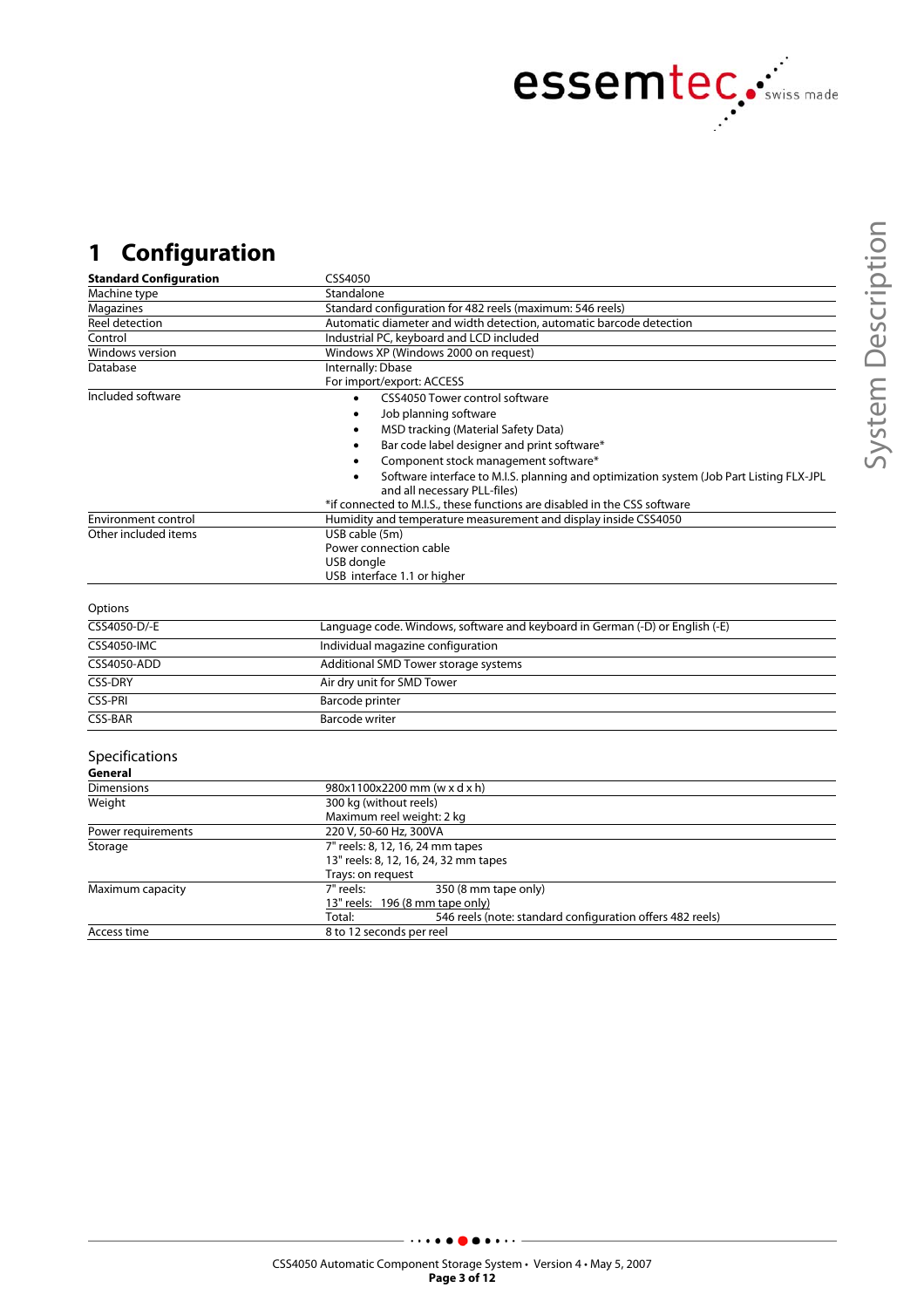# 1 Configuration

| **Standard Configuration** | CSS4050 |
|---|---|
| Machine type | Standalone |
| Magazines | Standard configuration for 482 reels (maximum: 546 reels) |
| Reel detection | Automatic diameter and width detection, automatic barcode detection |
| Control | Industrial PC, keyboard and LCD included |
| Windows version | Windows XP (Windows 2000 on request) |
| Database | Internally: Dbase<br>For import/export: ACCESS |
| Included software | • CSS4050 Tower control software<br>• Job planning software<br>• MSD tracking (Material Safety Data)<br>• Bar code label designer and print software*<br>• Component stock management software*<br>• Software interface to M.I.S. planning and optimization system (Job Part Listing FLX-JPL and all necessary PLL-files)<br>*if connected to M.I.S., these functions are disabled in the CSS software |
| Environment control | Humidity and temperature measurement and display inside CSS4050 |
| Other included items | USB cable (5m)<br>Power connection cable<br>USB dongle<br>USB interface 1.1 or higher |

Options

| | |
|---|---|
| CSS4050-D/-E | Language code. Windows, software and keyboard in German (-D) or English (-E) |
| CSS4050-IMC | Individual magazine configuration |
| CSS4050-ADD | Additional SMD Tower storage systems |
| CSS-DRY | Air dry unit for SMD Tower |
| CSS-PRI | Barcode printer |
| CSS-BAR | Barcode writer |

Specifications

| **General** | |
|---|---|
| Dimensions | 980x1100x2200 mm (w x d x h) |
| Weight | 300 kg (without reels)<br>Maximum reel weight: 2 kg |
| Power requirements | 220 V, 50-60 Hz, 300VA |
| Storage | 7" reels: 8, 12, 16, 24 mm tapes<br>13" reels: 8, 12, 16, 24, 32 mm tapes<br>Trays: on request |
| Maximum capacity | 7" reels: 350 (8 mm tape only)<br>13" reels: 196 (8 mm tape only)<br>Total: 546 reels (note: standard configuration offers 482 reels) |
| Access time | 8 to 12 seconds per reel |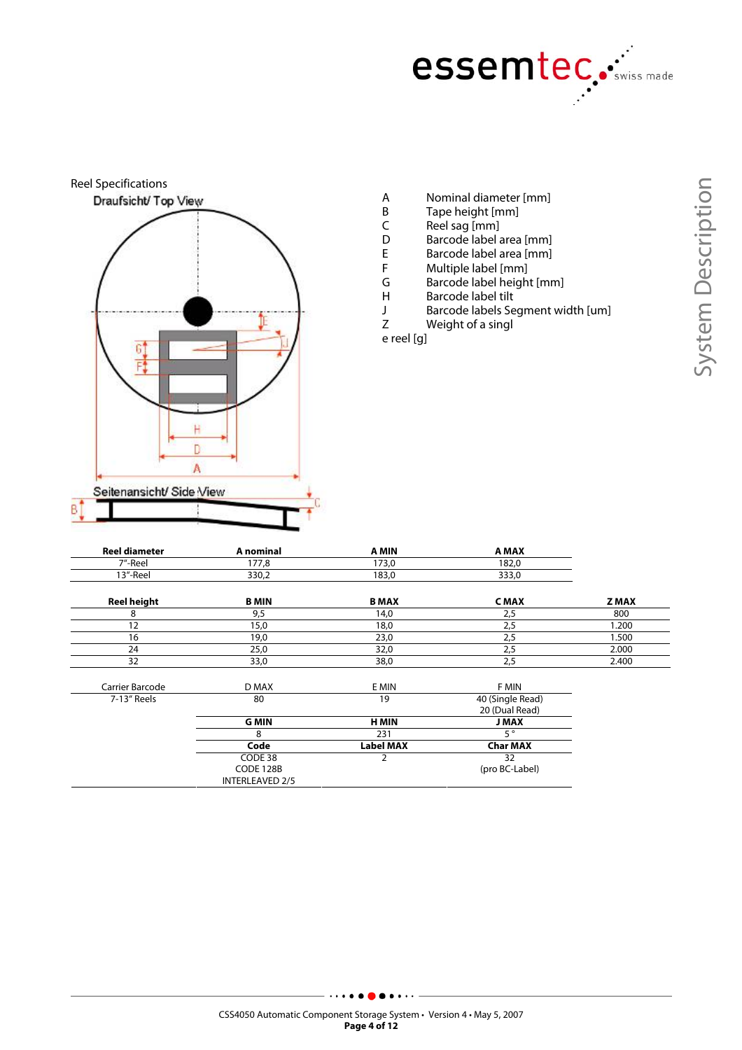Reel Specifications

Draufsicht/ Top View

Seitenansicht/ Side View

| | |
|---|---|
| A | Nominal diameter [mm] |
| B | Tape height [mm] |
| C | Reel sag [mm] |
| D | Barcode label area [mm] |
| E | Barcode label area [mm] |
| F | Multiple label [mm] |
| G | Barcode label height [mm] |
| H | Barcode label tilt |
| J | Barcode labels Segment width [um] |
| Z | Weight of a singl |

e reel [g]

| Reel diameter | A nominal | A MIN | A MAX |
|---|---|---|---|
| 7"-Reel | 177,8 | 173,0 | 182,0 |
| 13"-Reel | 330,2 | 183,0 | 333,0 |

| Reel height | B MIN | B MAX | C MAX | Z MAX |
|---|---|---|---|---|
| 8 | 9,5 | 14,0 | 2,5 | 800 |
| 12 | 15,0 | 18,0 | 2,5 | 1.200 |
| 16 | 19,0 | 23,0 | 2,5 | 1.500 |
| 24 | 25,0 | 32,0 | 2,5 | 2.000 |
| 32 | 33,0 | 38,0 | 2,5 | 2.400 |

| Carrier Barcode | D MAX | E MIN | F MIN |
|---|---|---|---|
| 7-13" Reels | 80 | 19 | 40 (Single Read) 20 (Dual Read) |
| | **G MIN** | **H MIN** | **J MAX** |
| | 8 | 231 | 5 ° |
| | **Code** | **Label MAX** | **Char MAX** |
| | CODE 38 CODE 128B INTERLEAVED 2/5 | 2 | 32 (pro BC-Label) |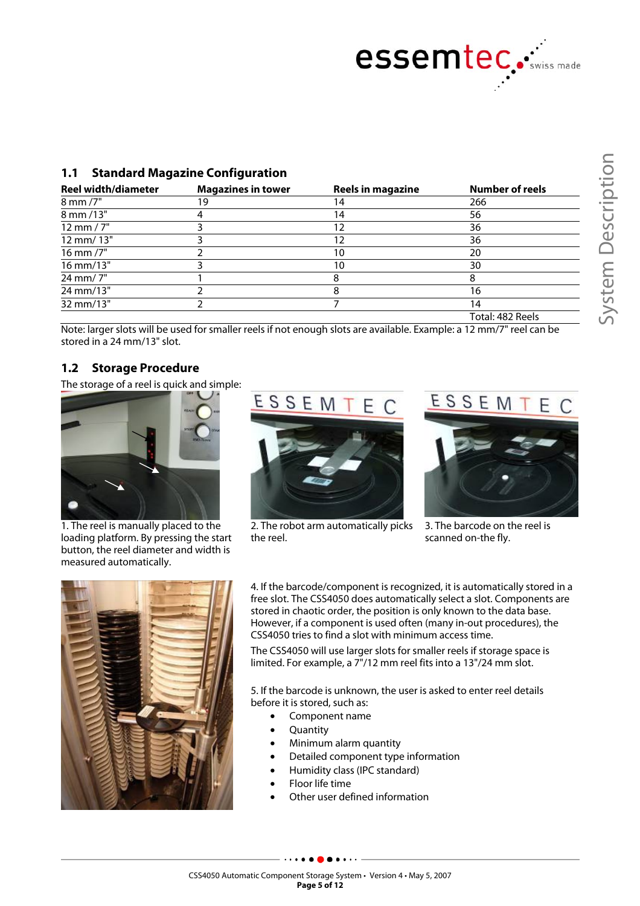## 1.1 Standard Magazine Configuration

| Reel width/diameter | Magazines in tower | Reels in magazine | Number of reels |
|---|---|---|---|
| 8 mm /7" | 19 | 14 | 266 |
| 8 mm /13" | 4 | 14 | 56 |
| 12 mm / 7" | 3 | 12 | 36 |
| 12 mm/ 13" | 3 | 12 | 36 |
| 16 mm /7" | 2 | 10 | 20 |
| 16 mm/13" | 3 | 10 | 30 |
| 24 mm/ 7" | 1 | 8 | 8 |
| 24 mm/13" | 2 | 8 | 16 |
| 32 mm/13" | 2 | 7 | 14 |
| | | | Total: 482 Reels |

Note: larger slots will be used for smaller reels if not enough slots are available. Example: a 12 mm/7" reel can be stored in a 24 mm/13" slot.

## 1.2 Storage Procedure

The storage of a reel is quick and simple:

1. The reel is manually placed to the loading platform. By pressing the start button, the reel diameter and width is measured automatically.

2. The robot arm automatically picks the reel.

3. The barcode on the reel is scanned on-the fly.

4. If the barcode/component is recognized, it is automatically stored in a free slot. The CSS4050 does automatically select a slot. Components are stored in chaotic order, the position is only known to the data base. However, if a component is used often (many in-out procedures), the CSS4050 tries to find a slot with minimum access time.

The CSS4050 will use larger slots for smaller reels if storage space is limited. For example, a 7"/12 mm reel fits into a 13"/24 mm slot.

5. If the barcode is unknown, the user is asked to enter reel details before it is stored, such as:

- Component name
- Quantity
- Minimum alarm quantity
- Detailed component type information
- Humidity class (IPC standard)
- Floor life time
- Other user defined information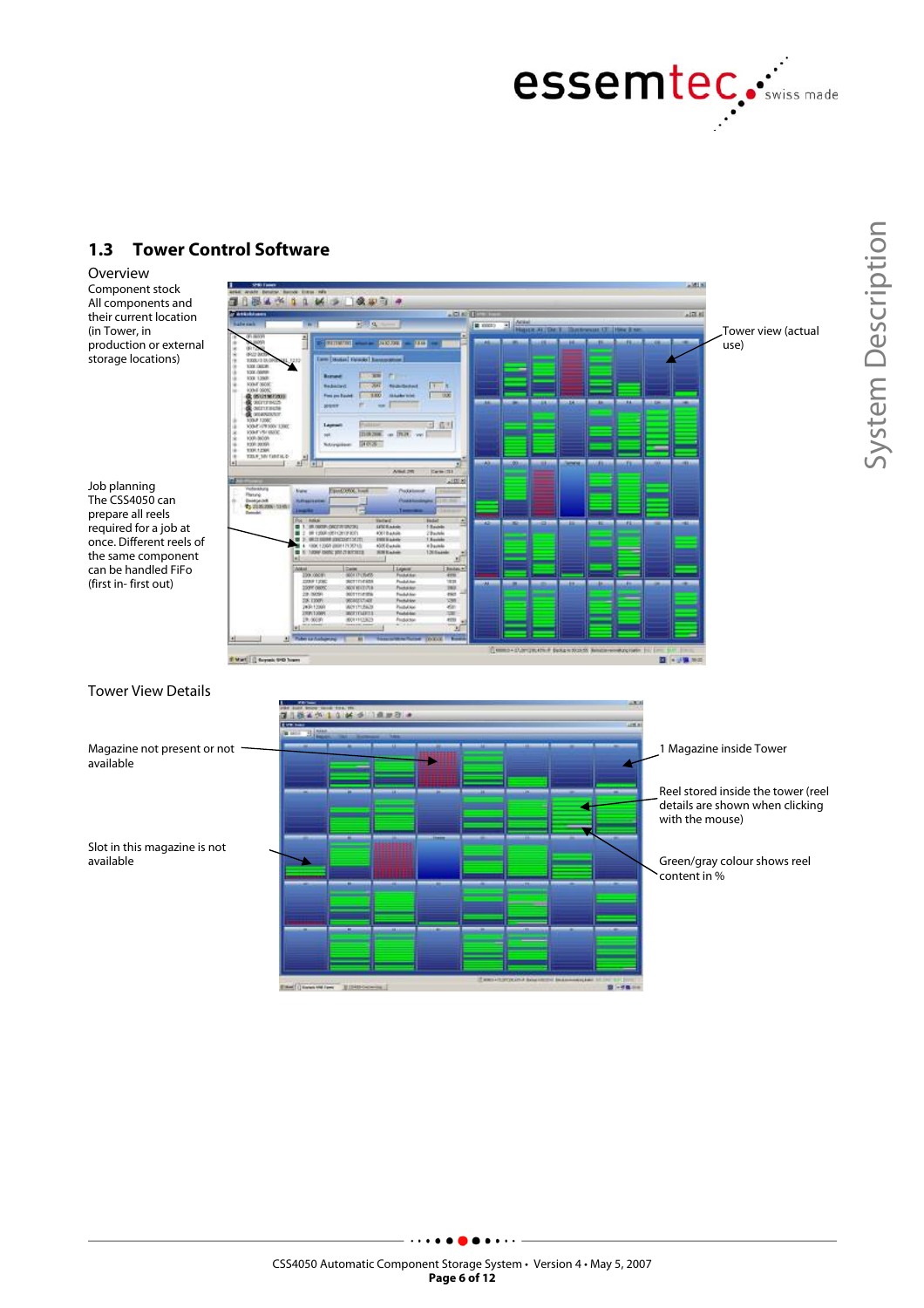## 1.3 Tower Control Software

### Overview

Component stock
All components and their current location (in Tower, in production or external storage locations)

Tower view (actual use)

Job planning
The CSS4050 can prepare all reels required for a job at once. Different reels of the same component can be handled FiFo (first in- first out)

### Tower View Details

Magazine not present or not available

Slot in this magazine is not available

1 Magazine inside Tower

Reel stored inside the tower (reel details are shown when clicking with the mouse)

Green/gray colour shows reel content in %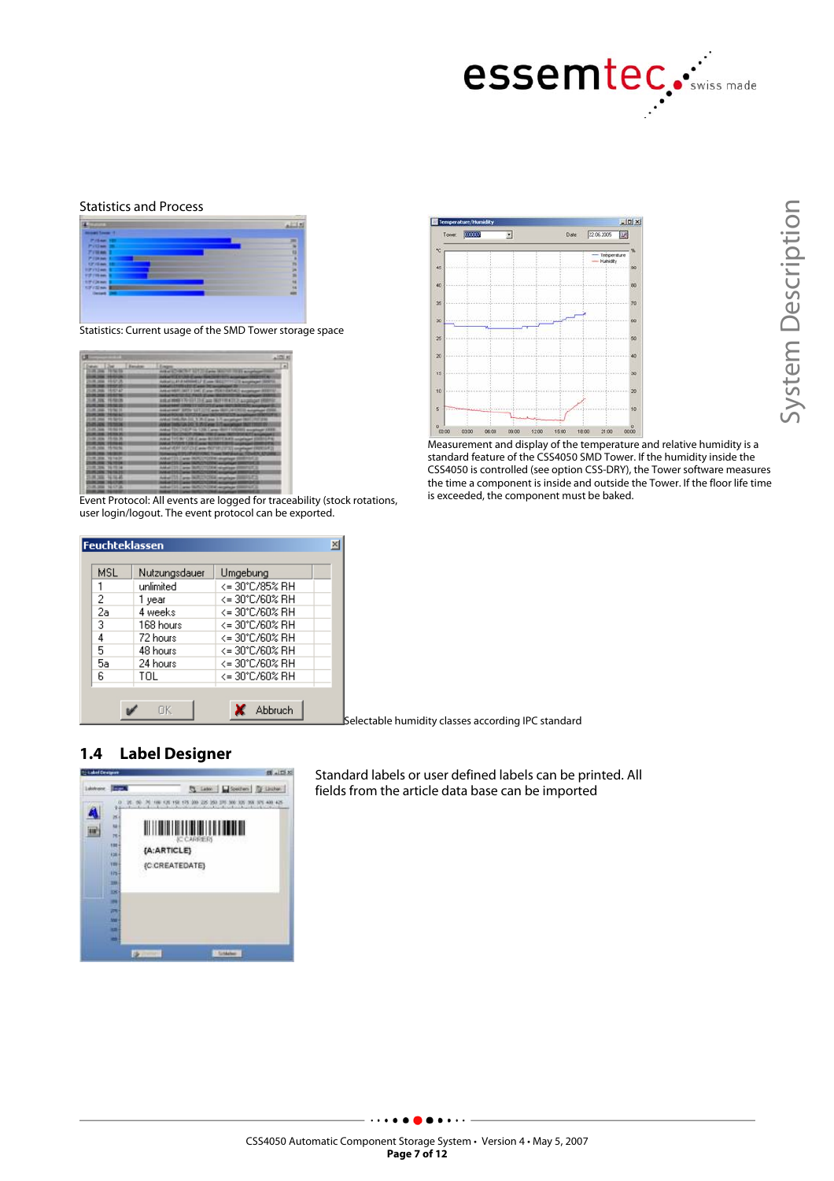Statistics and Process

Statistics: Current usage of the SMD Tower storage space

Event Protocol: All events are logged for traceability (stock rotations, user login/logout. The event protocol can be exported.

Measurement and display of the temperature and relative humidity is a standard feature of the CSS4050 SMD Tower. If the humidity inside the CSS4050 is controlled (see option CSS-DRY), the Tower software measures the time a component is inside and outside the Tower. If the floor life time is exceeded, the component must be baked.

**Feuchteklassen**

| MSL | Nutzungsdauer | Umgebung |
|---|---|---|
| 1 | unlimited | <= 30°C/85% RH |
| 2 | 1 year | <= 30°C/60% RH |
| 2a | 4 weeks | <= 30°C/60% RH |
| 3 | 168 hours | <= 30°C/60% RH |
| 4 | 72 hours | <= 30°C/60% RH |
| 5 | 48 hours | <= 30°C/60% RH |
| 5a | 24 hours | <= 30°C/60% RH |
| 6 | TOL | <= 30°C/60% RH |

Selectable humidity classes according IPC standard

## 1.4 Label Designer

Standard labels or user defined labels can be printed. All fields from the article data base can be imported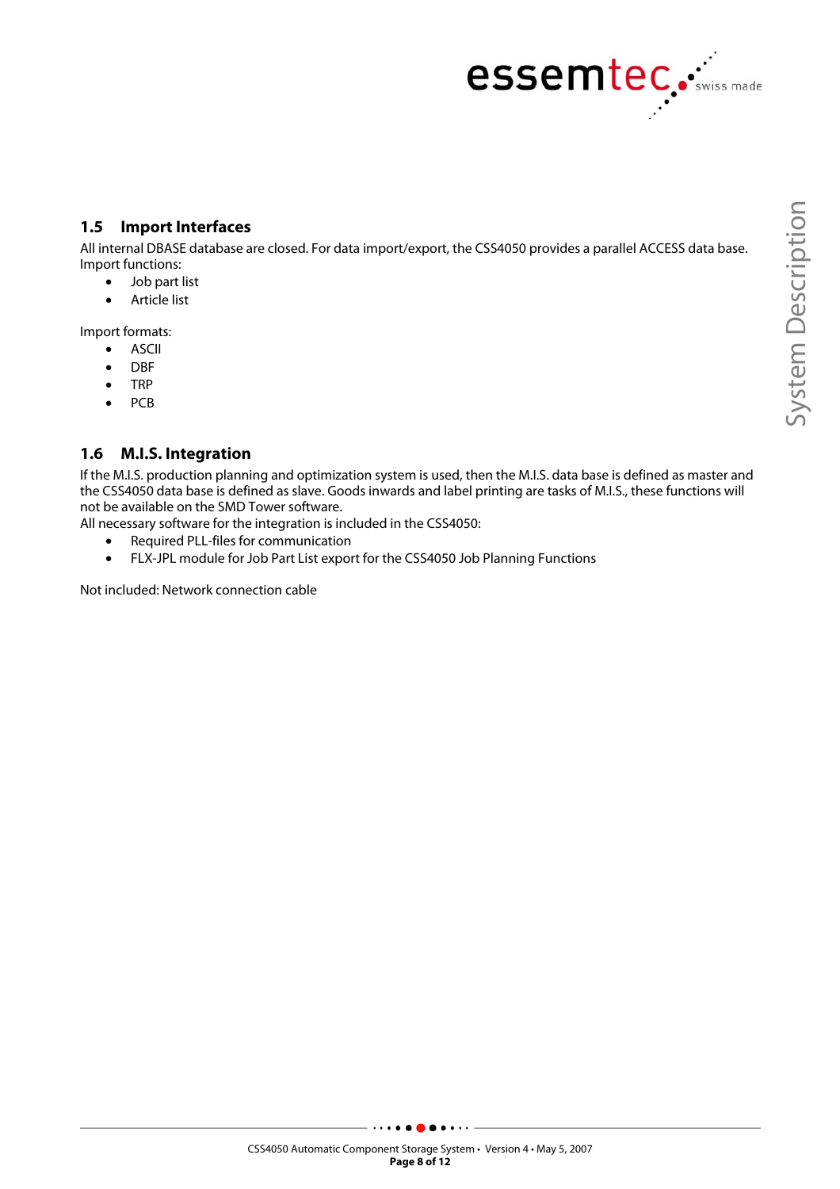## 1.5 Import Interfaces

All internal DBASE database are closed. For data import/export, the CSS4050 provides a parallel ACCESS data base. Import functions:

- Job part list
- Article list

Import formats:

- ASCII
- DBF
- TRP
- PCB

## 1.6 M.I.S. Integration

If the M.I.S. production planning and optimization system is used, then the M.I.S. data base is defined as master and the CSS4050 data base is defined as slave. Goods inwards and label printing are tasks of M.I.S., these functions will not be available on the SMD Tower software.
All necessary software for the integration is included in the CSS4050:

- Required PLL-files for communication
- FLX-JPL module for Job Part List export for the CSS4050 Job Planning Functions

Not included: Network connection cable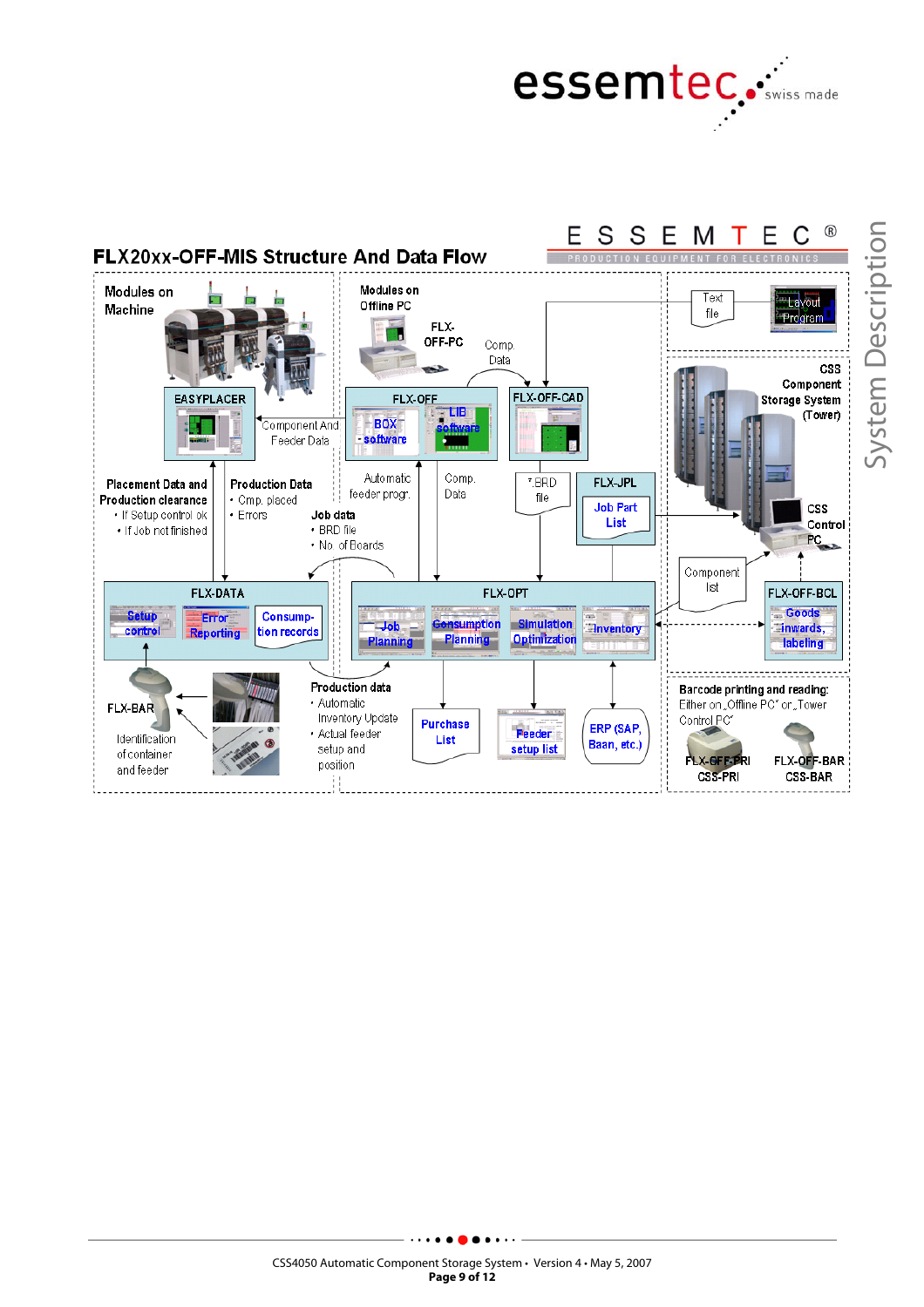## FLX20xx-OFF-MIS Structure And Data Flow

Modules on Machine

EASYPLACER

Modules on Offline PC

FLX-OFF-PC

Comp. Data

FLX-OFF

BOX software

LIB software

FLX-OFF-CAD

Text file

Layout Program

CSS Component Storage System (Tower)

Component And Feeder Data

Placement Data and Production clearance
- If Setup control ok
- If Job not finished

Production Data
- Cmp. placed
- Errors

Job data
- BRD file
- No. of Boards

Automatic feeder progr.

Comp. Data

*.BRD file

FLX-JPL

Job Part List

CSS Control PC

Component list

FLX-DATA

Setup control

Error Reporting

Consumption records

FLX-OPT

Job Planning

Consumption Planning

Simulation Optimization

Inventory

FLX-OFF-BCL

Goods inwards, labeling

FLX-BAR

Identification of container and feeder

Production data
- Automatic Inventory Update
- Actual feeder setup and position

Purchase List

Feeder setup list

ERP (SAP, Baan, etc.)

Barcode printing and reading: Either on „Offline PC" or „Tower Control PC"

FLX-OFF-PRI CSS-PRI

FLX-OFF-BAR CSS-BAR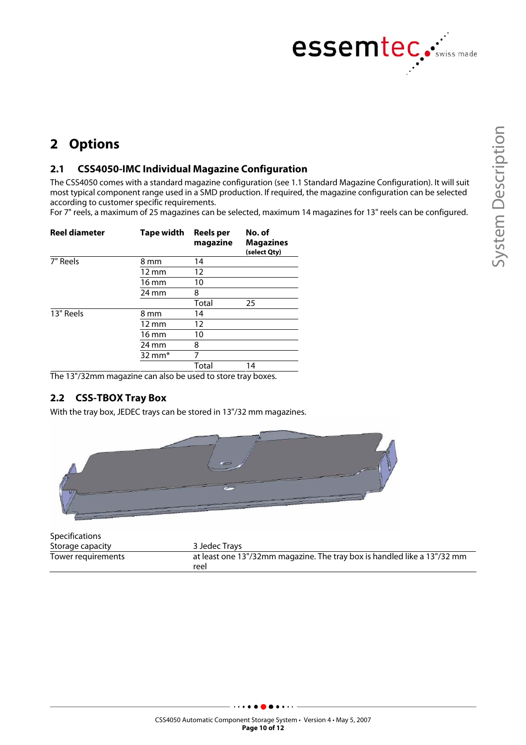# 2 Options

## 2.1 CSS4050-IMC Individual Magazine Configuration

The CSS4050 comes with a standard magazine configuration (see 1.1 Standard Magazine Configuration). It will suit most typical component range used in a SMD production. If required, the magazine configuration can be selected according to customer specific requirements.

For 7" reels, a maximum of 25 magazines can be selected, maximum 14 magazines for 13" reels can be configured.

| Reel diameter | Tape width | Reels per magazine | No. of Magazines (select Qty) |
|---|---|---|---|
| 7" Reels | 8 mm | 14 | |
| | 12 mm | 12 | |
| | 16 mm | 10 | |
| | 24 mm | 8 | |
| | | Total | 25 |
| 13" Reels | 8 mm | 14 | |
| | 12 mm | 12 | |
| | 16 mm | 10 | |
| | 24 mm | 8 | |
| | 32 mm* | 7 | |
| | | Total | 14 |

The 13"/32mm magazine can also be used to store tray boxes.

## 2.2 CSS-TBOX Tray Box

With the tray box, JEDEC trays can be stored in 13"/32 mm magazines.

| Specifications | |
|---|---|
| Storage capacity | 3 Jedec Trays |
| Tower requirements | at least one 13"/32mm magazine. The tray box is handled like a 13"/32 mm reel |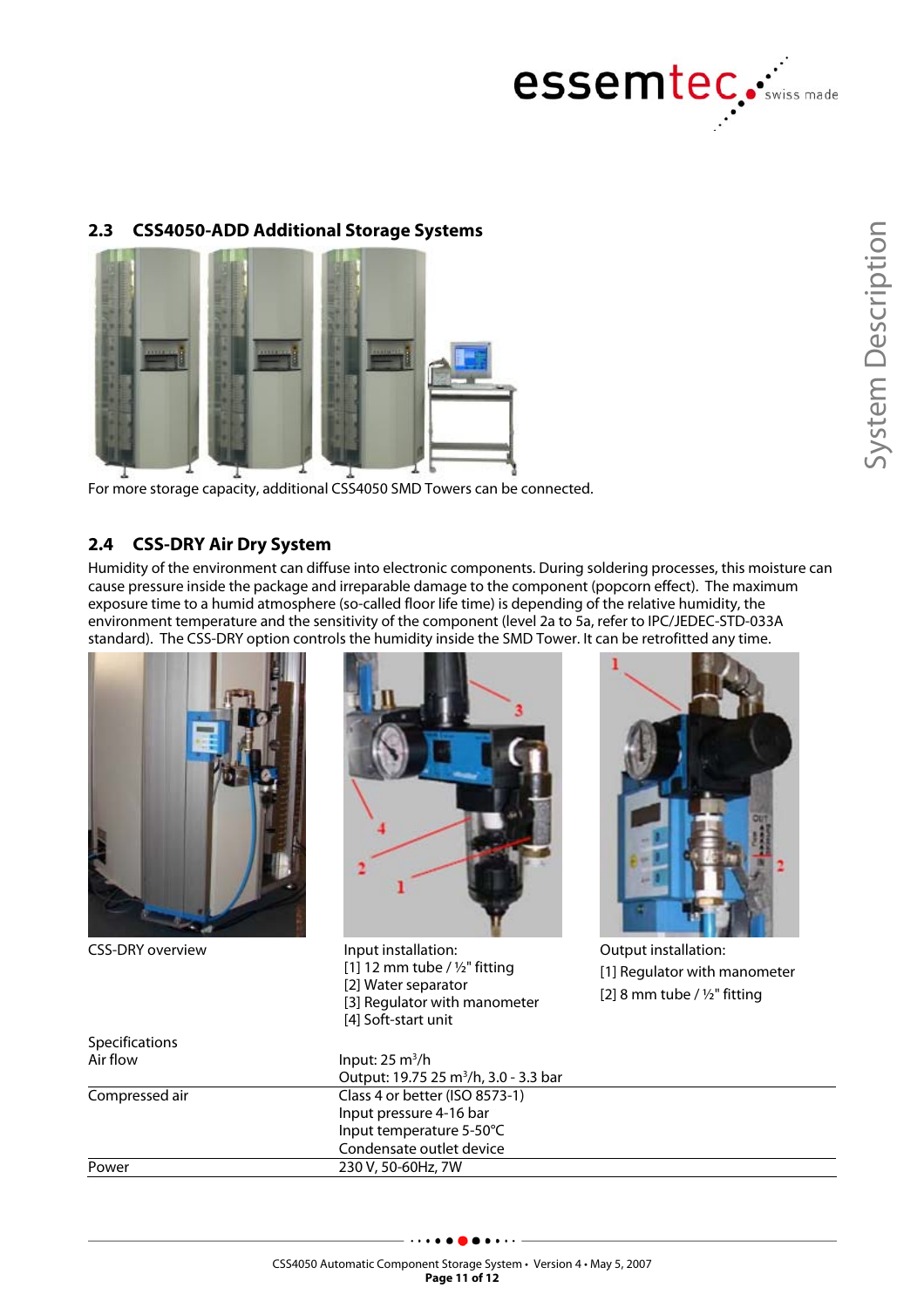## 2.3 CSS4050-ADD Additional Storage Systems

For more storage capacity, additional CSS4050 SMD Towers can be connected.

## 2.4 CSS-DRY Air Dry System

Humidity of the environment can diffuse into electronic components. During soldering processes, this moisture can cause pressure inside the package and irreparable damage to the component (popcorn effect). The maximum exposure time to a humid atmosphere (so-called floor life time) is depending of the relative humidity, the environment temperature and the sensitivity of the component (level 2a to 5a, refer to IPC/JEDEC-STD-033A standard). The CSS-DRY option controls the humidity inside the SMD Tower. It can be retrofitted any time.

CSS-DRY overview

Input installation:
[1] 12 mm tube / ½" fitting
[2] Water separator
[3] Regulator with manometer
[4] Soft-start unit

Output installation:
[1] Regulator with manometer
[2] 8 mm tube / ½" fitting

Specifications

| | |
|---|---|
| Air flow | Input: 25 m³/h<br>Output: 19.75 25 m³/h, 3.0 - 3.3 bar |
| Compressed air | Class 4 or better (ISO 8573-1)<br>Input pressure 4-16 bar<br>Input temperature 5-50°C<br>Condensate outlet device |
| Power | 230 V, 50-60Hz, 7W |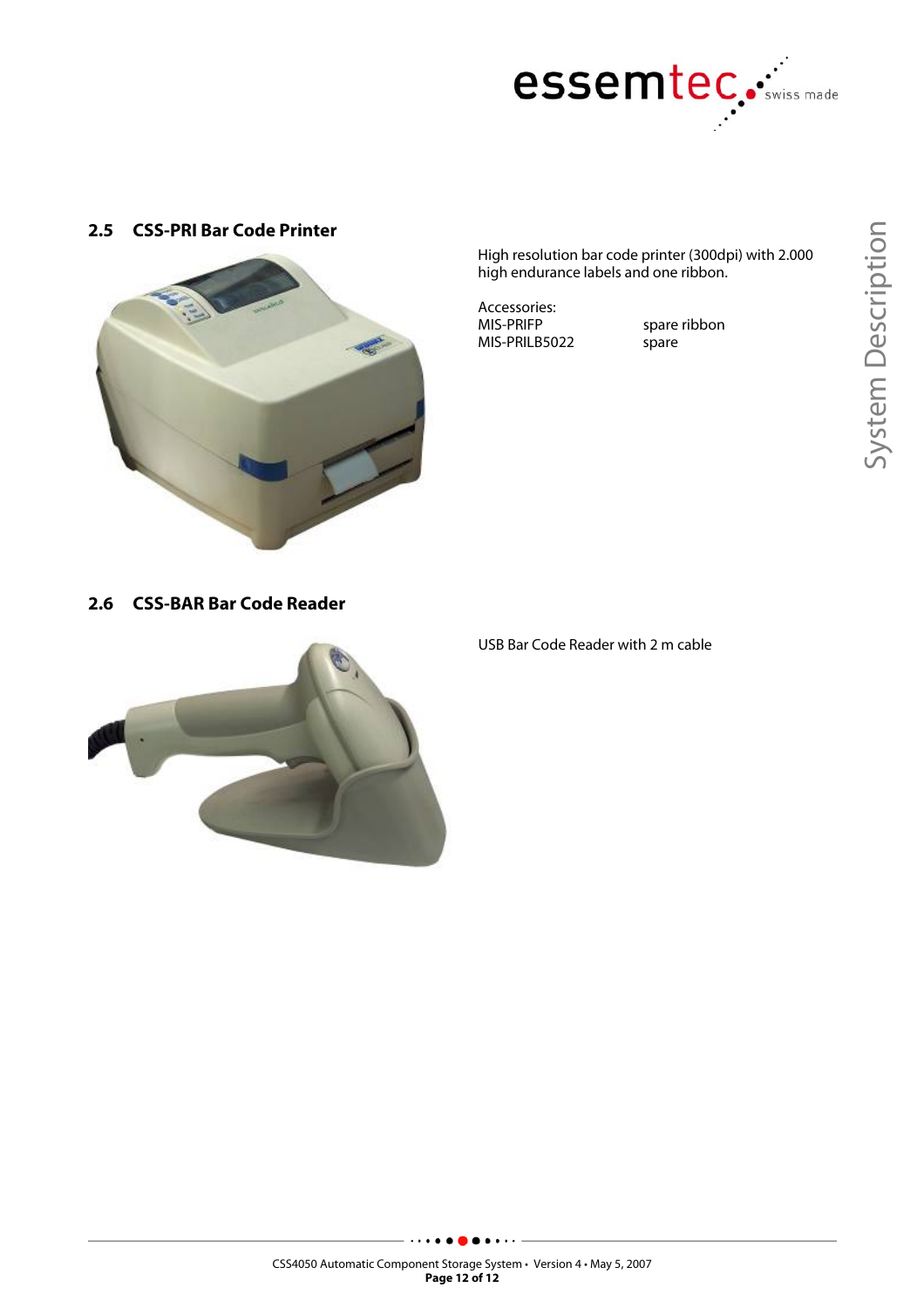## 2.5 CSS-PRI Bar Code Printer

High resolution bar code printer (300dpi) with 2.000 high endurance labels and one ribbon.

Accessories:

| | |
|---|---|
| MIS-PRIFP | spare ribbon |
| MIS-PRILB5022 | spare |

## 2.6 CSS-BAR Bar Code Reader

USB Bar Code Reader with 2 m cable